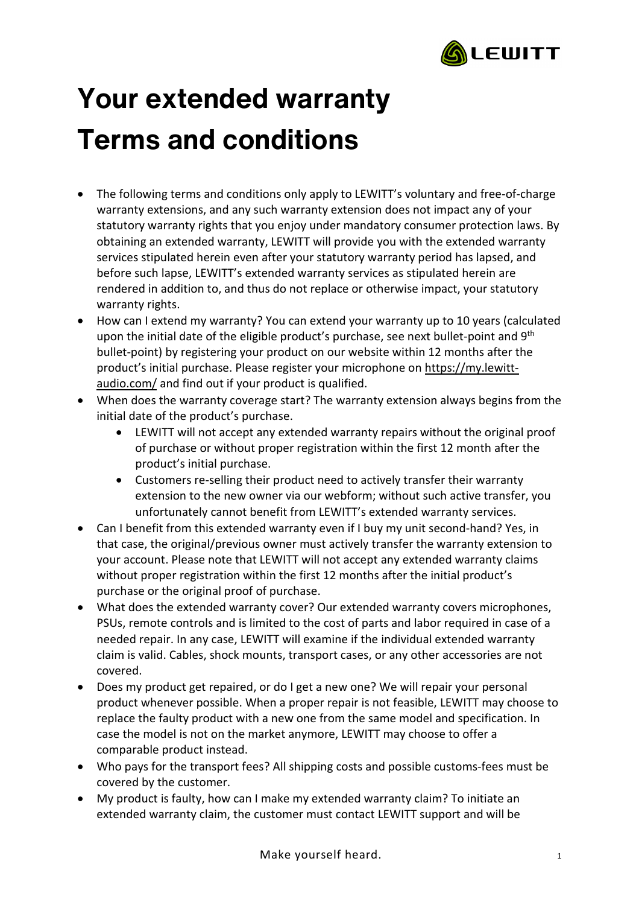# Your extended warranty
# Terms and conditions

- The following terms and conditions only apply to LEWITT's voluntary and free-of-charge warranty extensions, and any such warranty extension does not impact any of your statutory warranty rights that you enjoy under mandatory consumer protection laws. By obtaining an extended warranty, LEWITT will provide you with the extended warranty services stipulated herein even after your statutory warranty period has lapsed, and before such lapse, LEWITT's extended warranty services as stipulated herein are rendered in addition to, and thus do not replace or otherwise impact, your statutory warranty rights.
- How can I extend my warranty? You can extend your warranty up to 10 years (calculated upon the initial date of the eligible product's purchase, see next bullet-point and 9th bullet-point) by registering your product on our website within 12 months after the product's initial purchase. Please register your microphone on https://my.lewitt-audio.com/ and find out if your product is qualified.
- When does the warranty coverage start? The warranty extension always begins from the initial date of the product's purchase.
    - LEWITT will not accept any extended warranty repairs without the original proof of purchase or without proper registration within the first 12 month after the product's initial purchase.
    - Customers re-selling their product need to actively transfer their warranty extension to the new owner via our webform; without such active transfer, you unfortunately cannot benefit from LEWITT's extended warranty services.
- Can I benefit from this extended warranty even if I buy my unit second-hand? Yes, in that case, the original/previous owner must actively transfer the warranty extension to your account. Please note that LEWITT will not accept any extended warranty claims without proper registration within the first 12 months after the initial product's purchase or the original proof of purchase.
- What does the extended warranty cover? Our extended warranty covers microphones, PSUs, remote controls and is limited to the cost of parts and labor required in case of a needed repair. In any case, LEWITT will examine if the individual extended warranty claim is valid. Cables, shock mounts, transport cases, or any other accessories are not covered.
- Does my product get repaired, or do I get a new one? We will repair your personal product whenever possible. When a proper repair is not feasible, LEWITT may choose to replace the faulty product with a new one from the same model and specification. In case the model is not on the market anymore, LEWITT may choose to offer a comparable product instead.
- Who pays for the transport fees? All shipping costs and possible customs-fees must be covered by the customer.
- My product is faulty, how can I make my extended warranty claim? To initiate an extended warranty claim, the customer must contact LEWITT support and will be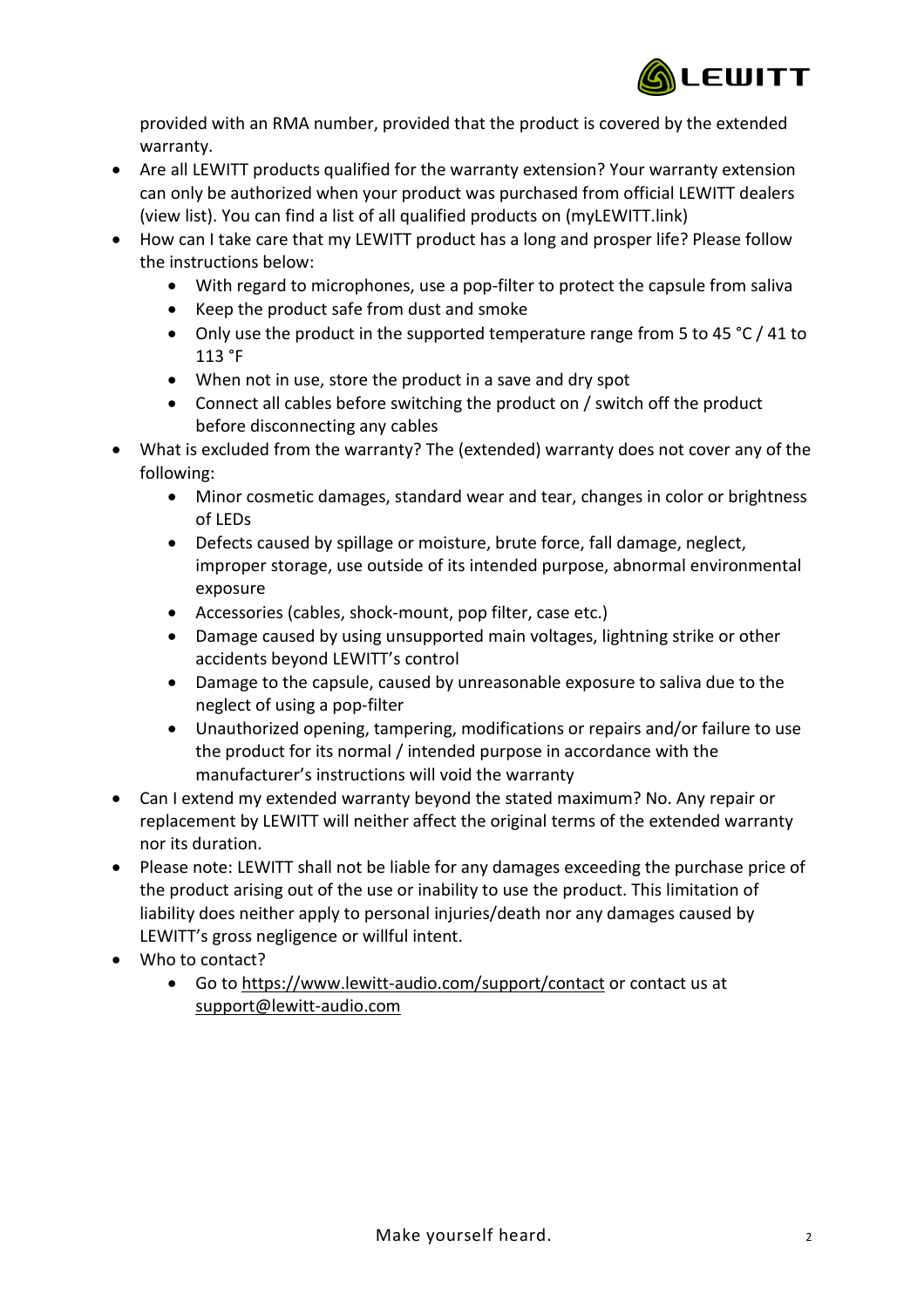provided with an RMA number, provided that the product is covered by the extended warranty.

- Are all LEWITT products qualified for the warranty extension? Your warranty extension can only be authorized when your product was purchased from official LEWITT dealers (view list). You can find a list of all qualified products on (myLEWITT.link)
- How can I take care that my LEWITT product has a long and prosper life? Please follow the instructions below:
    - With regard to microphones, use a pop-filter to protect the capsule from saliva
    - Keep the product safe from dust and smoke
    - Only use the product in the supported temperature range from 5 to 45 °C / 41 to 113 °F
    - When not in use, store the product in a save and dry spot
    - Connect all cables before switching the product on / switch off the product before disconnecting any cables
- What is excluded from the warranty? The (extended) warranty does not cover any of the following:
    - Minor cosmetic damages, standard wear and tear, changes in color or brightness of LEDs
    - Defects caused by spillage or moisture, brute force, fall damage, neglect, improper storage, use outside of its intended purpose, abnormal environmental exposure
    - Accessories (cables, shock-mount, pop filter, case etc.)
    - Damage caused by using unsupported main voltages, lightning strike or other accidents beyond LEWITT's control
    - Damage to the capsule, caused by unreasonable exposure to saliva due to the neglect of using a pop-filter
    - Unauthorized opening, tampering, modifications or repairs and/or failure to use the product for its normal / intended purpose in accordance with the manufacturer's instructions will void the warranty
- Can I extend my extended warranty beyond the stated maximum? No. Any repair or replacement by LEWITT will neither affect the original terms of the extended warranty nor its duration.
- Please note: LEWITT shall not be liable for any damages exceeding the purchase price of the product arising out of the use or inability to use the product. This limitation of liability does neither apply to personal injuries/death nor any damages caused by LEWITT's gross negligence or willful intent.
- Who to contact?
    - Go to https://www.lewitt-audio.com/support/contact or contact us at support@lewitt-audio.com